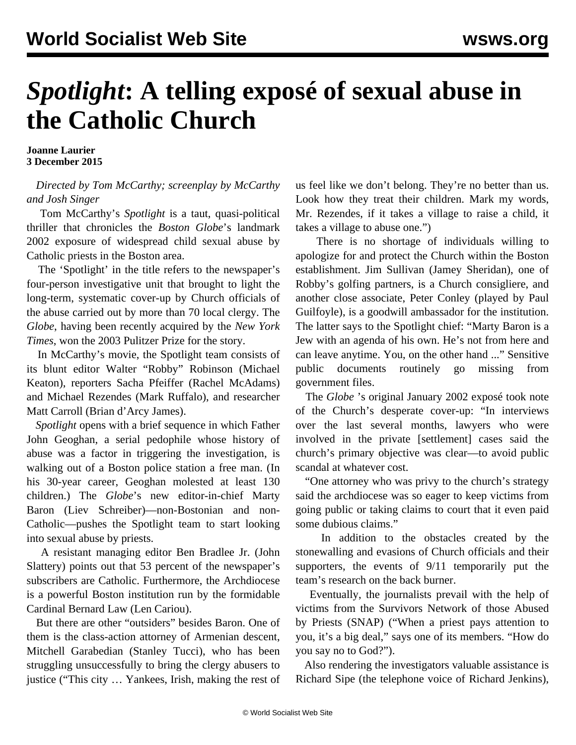# *Spotlight*: A telling exposé of sexual abuse in the Catholic Church

**Joanne Laurier**
**3 December 2015**

*Directed by Tom McCarthy; screenplay by McCarthy and Josh Singer*

Tom McCarthy's *Spotlight* is a taut, quasi-political thriller that chronicles the *Boston Globe*'s landmark 2002 exposure of widespread child sexual abuse by Catholic priests in the Boston area.

The 'Spotlight' in the title refers to the newspaper's four-person investigative unit that brought to light the long-term, systematic cover-up by Church officials of the abuse carried out by more than 70 local clergy. The *Globe*, having been recently acquired by the *New York Times*, won the 2003 Pulitzer Prize for the story.

In McCarthy's movie, the Spotlight team consists of its blunt editor Walter "Robby" Robinson (Michael Keaton), reporters Sacha Pfeiffer (Rachel McAdams) and Michael Rezendes (Mark Ruffalo), and researcher Matt Carroll (Brian d'Arcy James).

*Spotlight* opens with a brief sequence in which Father John Geoghan, a serial pedophile whose history of abuse was a factor in triggering the investigation, is walking out of a Boston police station a free man. (In his 30-year career, Geoghan molested at least 130 children.) The *Globe*'s new editor-in-chief Marty Baron (Liev Schreiber)—non-Bostonian and non-Catholic—pushes the Spotlight team to start looking into sexual abuse by priests.

A resistant managing editor Ben Bradlee Jr. (John Slattery) points out that 53 percent of the newspaper's subscribers are Catholic. Furthermore, the Archdiocese is a powerful Boston institution run by the formidable Cardinal Bernard Law (Len Cariou).

But there are other "outsiders" besides Baron. One of them is the class-action attorney of Armenian descent, Mitchell Garabedian (Stanley Tucci), who has been struggling unsuccessfully to bring the clergy abusers to justice ("This city … Yankees, Irish, making the rest of us feel like we don't belong. They're no better than us. Look how they treat their children. Mark my words, Mr. Rezendes, if it takes a village to raise a child, it takes a village to abuse one.")

There is no shortage of individuals willing to apologize for and protect the Church within the Boston establishment. Jim Sullivan (Jamey Sheridan), one of Robby's golfing partners, is a Church consigliere, and another close associate, Peter Conley (played by Paul Guilfoyle), is a goodwill ambassador for the institution. The latter says to the Spotlight chief: "Marty Baron is a Jew with an agenda of his own. He's not from here and can leave anytime. You, on the other hand ..." Sensitive public documents routinely go missing from government files.

The *Globe* 's original January 2002 exposé took note of the Church's desperate cover-up: "In interviews over the last several months, lawyers who were involved in the private [settlement] cases said the church's primary objective was clear—to avoid public scandal at whatever cost.

"One attorney who was privy to the church's strategy said the archdiocese was so eager to keep victims from going public or taking claims to court that it even paid some dubious claims."

In addition to the obstacles created by the stonewalling and evasions of Church officials and their supporters, the events of 9/11 temporarily put the team's research on the back burner.

Eventually, the journalists prevail with the help of victims from the Survivors Network of those Abused by Priests (SNAP) ("When a priest pays attention to you, it's a big deal," says one of its members. "How do you say no to God?").

Also rendering the investigators valuable assistance is Richard Sipe (the telephone voice of Richard Jenkins),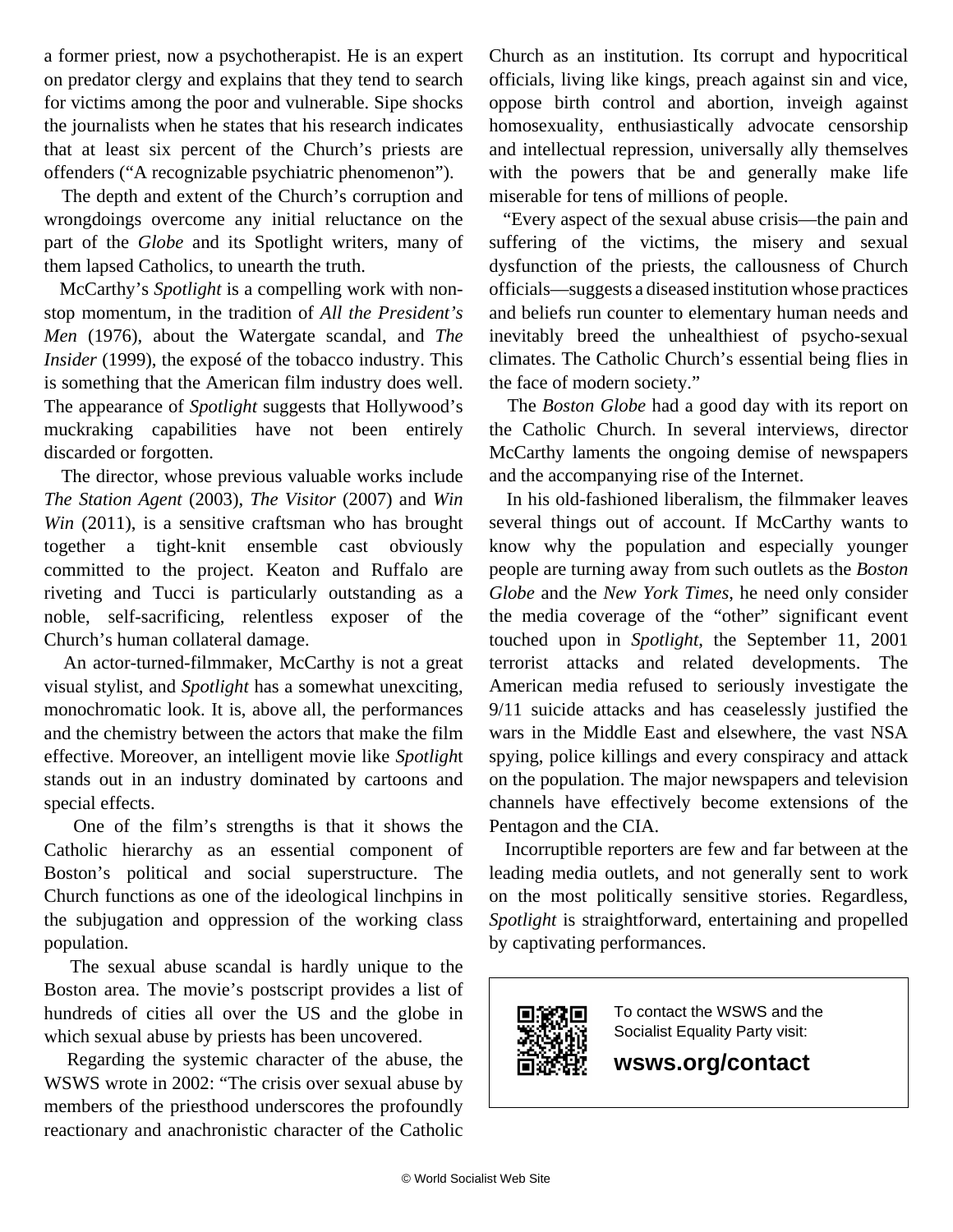a former priest, now a psychotherapist. He is an expert on predator clergy and explains that they tend to search for victims among the poor and vulnerable. Sipe shocks the journalists when he states that his research indicates that at least six percent of the Church's priests are offenders ("A recognizable psychiatric phenomenon").

The depth and extent of the Church's corruption and wrongdoings overcome any initial reluctance on the part of the *Globe* and its Spotlight writers, many of them lapsed Catholics, to unearth the truth.

McCarthy's *Spotlight* is a compelling work with non-stop momentum, in the tradition of *All the President's Men* (1976), about the Watergate scandal, and *The Insider* (1999), the exposé of the tobacco industry. This is something that the American film industry does well. The appearance of *Spotlight* suggests that Hollywood's muckraking capabilities have not been entirely discarded or forgotten.

The director, whose previous valuable works include *The Station Agent* (2003), *The Visitor* (2007) and *Win Win* (2011), is a sensitive craftsman who has brought together a tight-knit ensemble cast obviously committed to the project. Keaton and Ruffalo are riveting and Tucci is particularly outstanding as a noble, self-sacrificing, relentless exposer of the Church's human collateral damage.

An actor-turned-filmmaker, McCarthy is not a great visual stylist, and *Spotlight* has a somewhat unexciting, monochromatic look. It is, above all, the performances and the chemistry between the actors that make the film effective. Moreover, an intelligent movie like *Spotlight* stands out in an industry dominated by cartoons and special effects.

One of the film's strengths is that it shows the Catholic hierarchy as an essential component of Boston's political and social superstructure. The Church functions as one of the ideological linchpins in the subjugation and oppression of the working class population.

The sexual abuse scandal is hardly unique to the Boston area. The movie's postscript provides a list of hundreds of cities all over the US and the globe in which sexual abuse by priests has been uncovered.

Regarding the systemic character of the abuse, the WSWS wrote in 2002: "The crisis over sexual abuse by members of the priesthood underscores the profoundly reactionary and anachronistic character of the Catholic Church as an institution. Its corrupt and hypocritical officials, living like kings, preach against sin and vice, oppose birth control and abortion, inveigh against homosexuality, enthusiastically advocate censorship and intellectual repression, universally ally themselves with the powers that be and generally make life miserable for tens of millions of people.

"Every aspect of the sexual abuse crisis—the pain and suffering of the victims, the misery and sexual dysfunction of the priests, the callousness of Church officials—suggests a diseased institution whose practices and beliefs run counter to elementary human needs and inevitably breed the unhealthiest of psycho-sexual climates. The Catholic Church's essential being flies in the face of modern society."

The *Boston Globe* had a good day with its report on the Catholic Church. In several interviews, director McCarthy laments the ongoing demise of newspapers and the accompanying rise of the Internet.

In his old-fashioned liberalism, the filmmaker leaves several things out of account. If McCarthy wants to know why the population and especially younger people are turning away from such outlets as the *Boston Globe* and the *New York Times*, he need only consider the media coverage of the "other" significant event touched upon in *Spotlight*, the September 11, 2001 terrorist attacks and related developments. The American media refused to seriously investigate the 9/11 suicide attacks and has ceaselessly justified the wars in the Middle East and elsewhere, the vast NSA spying, police killings and every conspiracy and attack on the population. The major newspapers and television channels have effectively become extensions of the Pentagon and the CIA.

Incorruptible reporters are few and far between at the leading media outlets, and not generally sent to work on the most politically sensitive stories. Regardless, *Spotlight* is straightforward, entertaining and propelled by captivating performances.

To contact the WSWS and the Socialist Equality Party visit:

**wsws.org/contact**